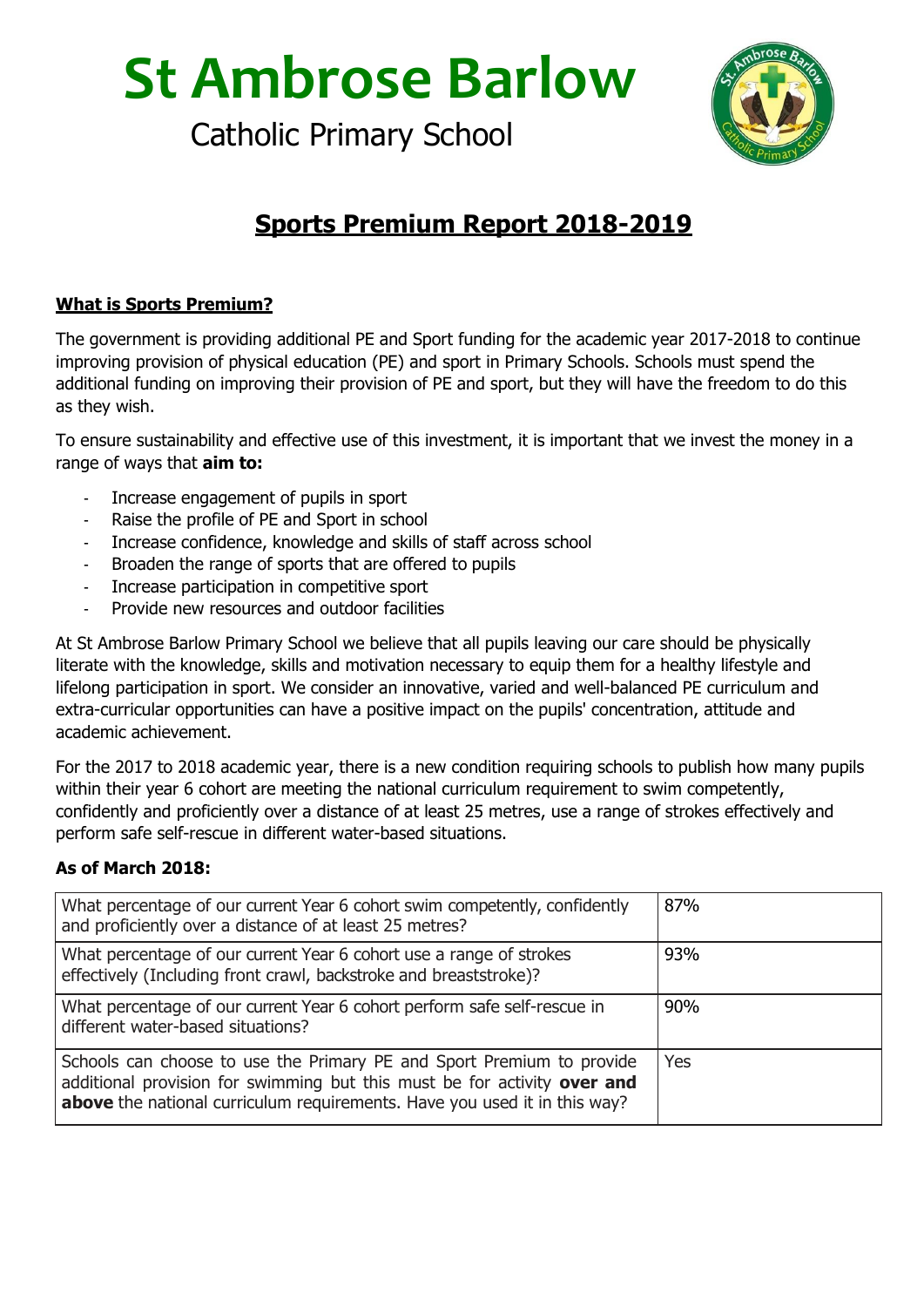# St Ambrose Barlow

Catholic Primary School

## Sports Premium Report 2018-2019

### What is Sports Premium?

The government is providing additional PE and Sport funding for the academic year 2017-2018 to continue improving provision of physical education (PE) and sport in Primary Schools. Schools must spend the additional funding on improving their provision of PE and sport, but they will have the freedom to do this as they wish.

To ensure sustainability and effective use of this investment, it is important that we invest the money in a range of ways that **aim to:**

- Increase engagement of pupils in sport
- Raise the profile of PE and Sport in school
- Increase confidence, knowledge and skills of staff across school
- Broaden the range of sports that are offered to pupils
- Increase participation in competitive sport
- Provide new resources and outdoor facilities

At St Ambrose Barlow Primary School we believe that all pupils leaving our care should be physically literate with the knowledge, skills and motivation necessary to equip them for a healthy lifestyle and lifelong participation in sport. We consider an innovative, varied and well-balanced PE curriculum and extra-curricular opportunities can have a positive impact on the pupils' concentration, attitude and academic achievement.

For the 2017 to 2018 academic year, there is a new condition requiring schools to publish how many pupils within their year 6 cohort are meeting the national curriculum requirement to swim competently, confidently and proficiently over a distance of at least 25 metres, use a range of strokes effectively and perform safe self-rescue in different water-based situations.

**As of March 2018:**

| Question | Answer |
|---|---|
| What percentage of our current Year 6 cohort swim competently, confidently and proficiently over a distance of at least 25 metres? | 87% |
| What percentage of our current Year 6 cohort use a range of strokes effectively (Including front crawl, backstroke and breaststroke)? | 93% |
| What percentage of our current Year 6 cohort perform safe self-rescue in different water-based situations? | 90% |
| Schools can choose to use the Primary PE and Sport Premium to provide additional provision for swimming but this must be for activity **over and above** the national curriculum requirements. Have you used it in this way? | Yes |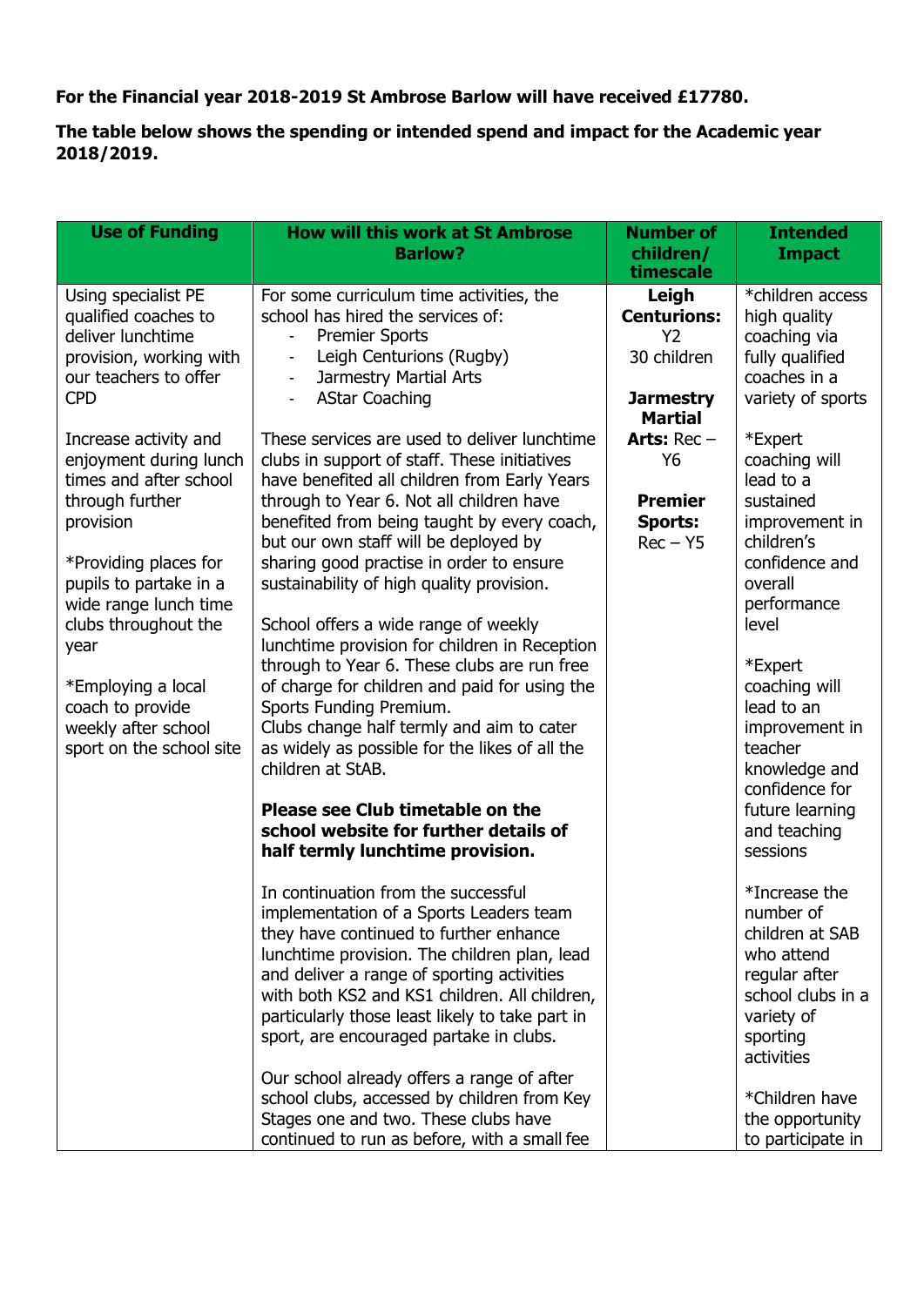**For the Financial year 2018-2019 St Ambrose Barlow will have received £17780.**

**The table below shows the spending or intended spend and impact for the Academic year 2018/2019.**

| Use of Funding | How will this work at St Ambrose Barlow? | Number of children/ timescale | Intended Impact |
|---|---|---|---|
| Using specialist PE qualified coaches to deliver lunchtime provision, working with our teachers to offer CPD<br><br>Increase activity and enjoyment during lunch times and after school through further provision<br><br>*Providing places for pupils to partake in a wide range lunch time clubs throughout the year<br><br>*Employing a local coach to provide weekly after school sport on the school site | For some curriculum time activities, the school has hired the services of:<br>- Premier Sports<br>- Leigh Centurions (Rugby)<br>- Jarmestry Martial Arts<br>- AStar Coaching<br><br>These services are used to deliver lunchtime clubs in support of staff. These initiatives have benefited all children from Early Years through to Year 6. Not all children have benefited from being taught by every coach, but our own staff will be deployed by sharing good practise in order to ensure sustainability of high quality provision.<br><br>School offers a wide range of weekly lunchtime provision for children in Reception through to Year 6. These clubs are run free of charge for children and paid for using the Sports Funding Premium.<br>Clubs change half termly and aim to cater as widely as possible for the likes of all the children at StAB.<br><br>**Please see Club timetable on the school website for further details of half termly lunchtime provision.**<br><br>In continuation from the successful implementation of a Sports Leaders team they have continued to further enhance lunchtime provision. The children plan, lead and deliver a range of sporting activities with both KS2 and KS1 children. All children, particularly those least likely to take part in sport, are encouraged partake in clubs.<br><br>Our school already offers a range of after school clubs, accessed by children from Key Stages one and two. These clubs have continued to run as before, with a small fee | **Leigh Centurions:** Y2 30 children<br><br>**Jarmestry Martial Arts:** Rec – Y6<br><br>**Premier Sports:** Rec – Y5 | *children access high quality coaching via fully qualified coaches in a variety of sports<br><br>*Expert coaching will lead to a sustained improvement in children's confidence and overall performance level<br><br>*Expert coaching will lead to an improvement in teacher knowledge and confidence for future learning and teaching sessions<br><br>*Increase the number of children at SAB who attend regular after school clubs in a variety of sporting activities<br><br>*Children have the opportunity to participate in |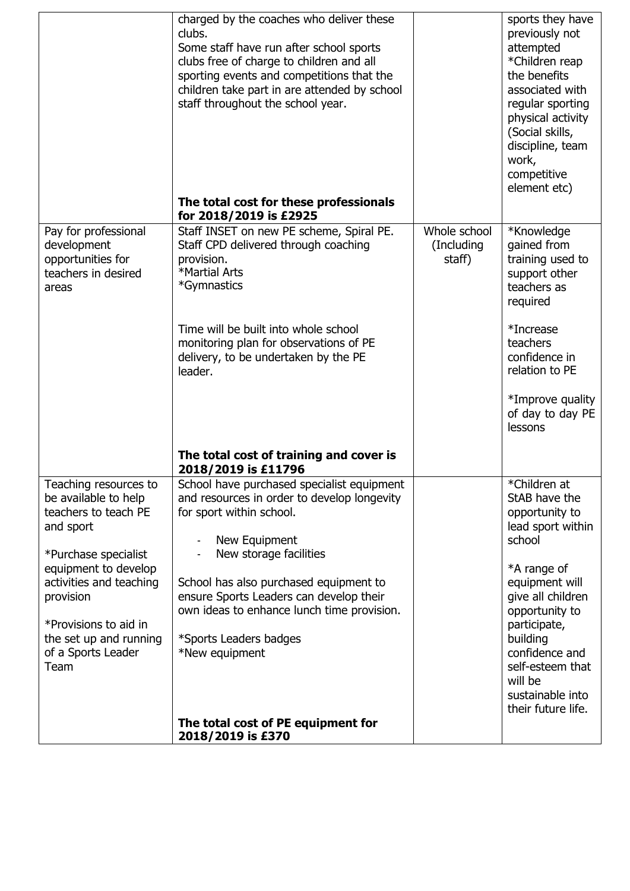| | | | |
|---|---|---|---|
| | charged by the coaches who deliver these clubs.<br>Some staff have run after school sports clubs free of charge to children and all sporting events and competitions that the children take part in are attended by school staff throughout the school year.<br><br>**The total cost for these professionals for 2018/2019 is £2925** | | sports they have previously not attempted<br>*Children reap the benefits associated with regular sporting physical activity (Social skills, discipline, team work, competitive element etc) |
| Pay for professional development opportunities for teachers in desired areas | Staff INSET on new PE scheme, Spiral PE.<br>Staff CPD delivered through coaching provision.<br>*Martial Arts<br>*Gymnastics<br><br>Time will be built into whole school monitoring plan for observations of PE delivery, to be undertaken by the PE leader.<br><br>**The total cost of training and cover is 2018/2019 is £11796** | Whole school (Including staff) | *Knowledge gained from training used to support other teachers as required<br><br>*Increase teachers confidence in relation to PE<br><br>*Improve quality of day to day PE lessons |
| Teaching resources to be available to help teachers to teach PE and sport<br><br>*Purchase specialist equipment to develop activities and teaching provision<br><br>*Provisions to aid in the set up and running of a Sports Leader Team | School have purchased specialist equipment and resources in order to develop longevity for sport within school.<br><br>- New Equipment<br>- New storage facilities<br><br>School has also purchased equipment to ensure Sports Leaders can develop their own ideas to enhance lunch time provision.<br><br>*Sports Leaders badges<br>*New equipment<br><br>**The total cost of PE equipment for 2018/2019 is £370** | | *Children at StAB have the opportunity to lead sport within school<br><br>*A range of equipment will give all children opportunity to participate, building confidence and self-esteem that will be sustainable into their future life. |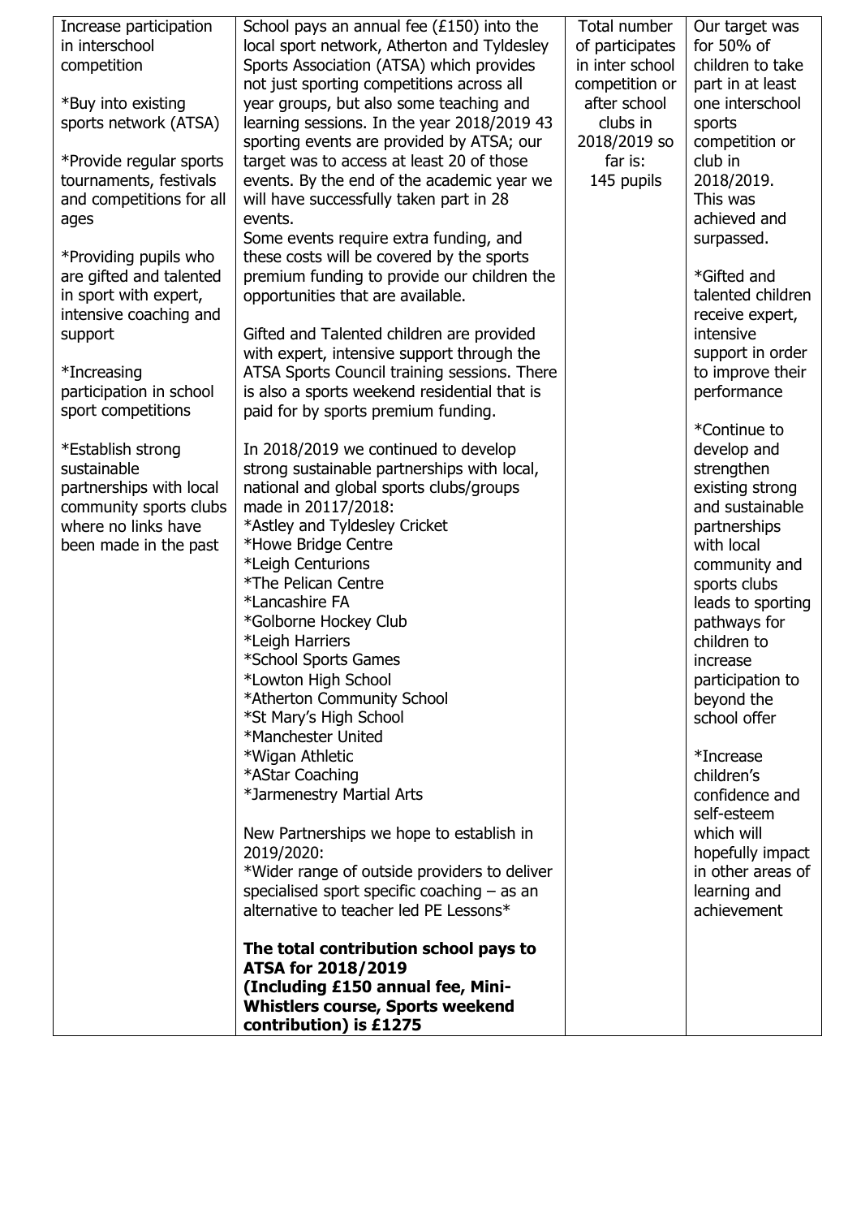| Increase participation in interschool competition<br><br>*Buy into existing sports network (ATSA)<br><br>*Provide regular sports tournaments, festivals and competitions for all ages<br><br>*Providing pupils who are gifted and talented in sport with expert, intensive coaching and support<br><br>*Increasing participation in school sport competitions<br><br>*Establish strong sustainable partnerships with local community sports clubs where no links have been made in the past | School pays an annual fee (£150) into the local sport network, Atherton and Tyldesley Sports Association (ATSA) which provides not just sporting competitions across all year groups, but also some teaching and learning sessions. In the year 2018/2019 43 sporting events are provided by ATSA; our target was to access at least 20 of those events. By the end of the academic year we will have successfully taken part in 28 events.<br>Some events require extra funding, and these costs will be covered by the sports premium funding to provide our children the opportunities that are available.<br><br>Gifted and Talented children are provided with expert, intensive support through the ATSA Sports Council training sessions. There is also a sports weekend residential that is paid for by sports premium funding.<br><br>In 2018/2019 we continued to develop strong sustainable partnerships with local, national and global sports clubs/groups made in 20117/2018:<br>*Astley and Tyldesley Cricket<br>*Howe Bridge Centre<br>*Leigh Centurions<br>*The Pelican Centre<br>*Lancashire FA<br>*Golborne Hockey Club<br>*Leigh Harriers<br>*School Sports Games<br>*Lowton High School<br>*Atherton Community School<br>*St Mary's High School<br>*Manchester United<br>*Wigan Athletic<br>*AStar Coaching<br>*Jarmenestry Martial Arts<br><br>New Partnerships we hope to establish in 2019/2020:<br>*Wider range of outside providers to deliver specialised sport specific coaching – as an alternative to teacher led PE Lessons*<br><br>**The total contribution school pays to ATSA for 2018/2019 (Including £150 annual fee, Mini-Whistlers course, Sports weekend contribution) is £1275** | Total number of participates in inter school competition or after school clubs in 2018/2019 so far is:<br>145 pupils | Our target was for 50% of children to take part in at least one interschool sports competition or club in 2018/2019. This was achieved and surpassed.<br><br>*Gifted and talented children receive expert, intensive support in order to improve their performance<br><br>*Continue to develop and strengthen existing strong and sustainable partnerships with local community and sports clubs leads to sporting pathways for children to increase participation to beyond the school offer<br><br>*Increase children's confidence and self-esteem which will hopefully impact in other areas of learning and achievement |
|---|---|---|---|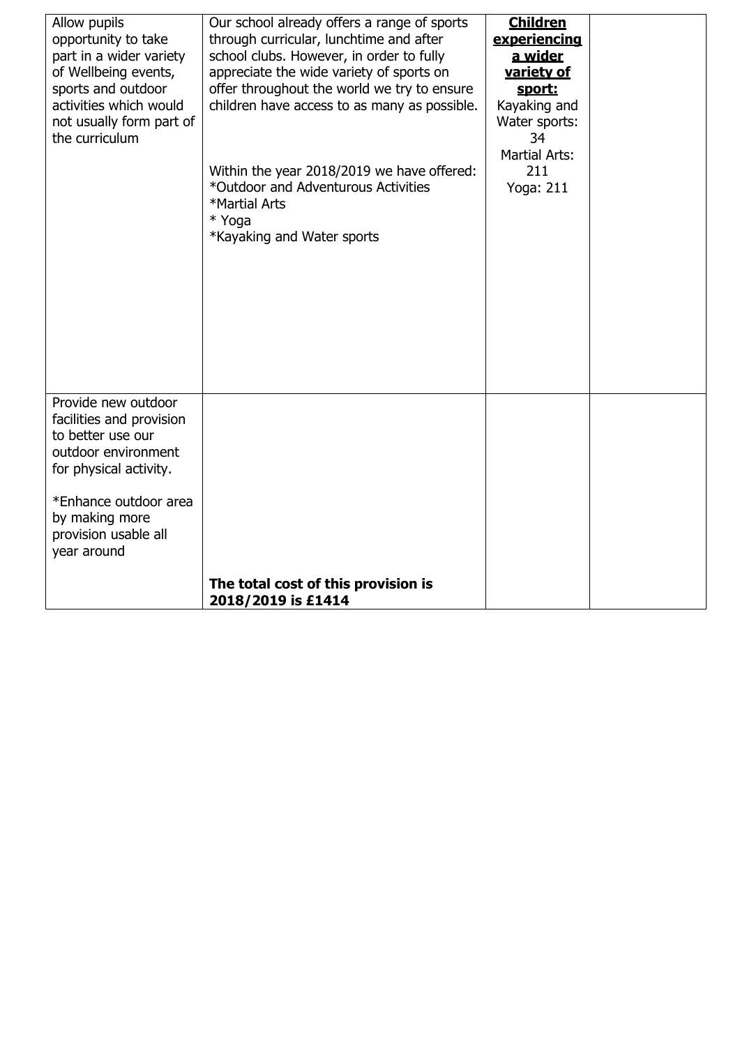| | | | |
|---|---|---|---|
| Allow pupils opportunity to take part in a wider variety of Wellbeing events, sports and outdoor activities which would not usually form part of the curriculum | Our school already offers a range of sports through curricular, lunchtime and after school clubs. However, in order to fully appreciate the wide variety of sports on offer throughout the world we try to ensure children have access to as many as possible.<br><br>Within the year 2018/2019 we have offered:<br>*Outdoor and Adventurous Activities<br>*Martial Arts<br>* Yoga<br>*Kayaking and Water sports | **Children experiencing a wider variety of sport:**<br>Kayaking and Water sports: 34<br>Martial Arts: 211<br>Yoga: 211 | |
| Provide new outdoor facilities and provision to better use our outdoor environment for physical activity.<br><br>*Enhance outdoor area by making more provision usable all year around | **The total cost of this provision is 2018/2019 is £1414** | | |